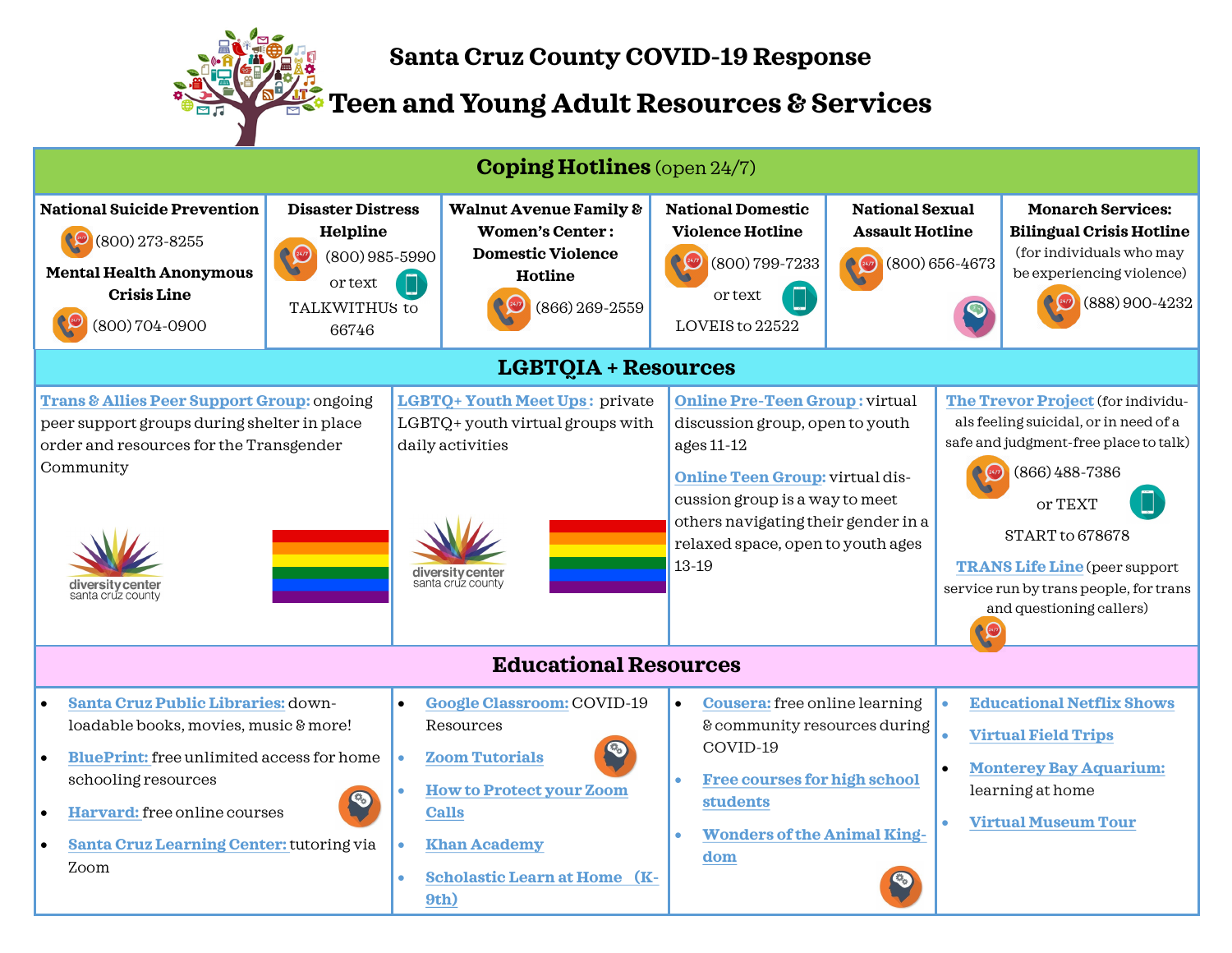# Santa Cruz County COVID-19 Response

# Teen and Young Adult Resources & Services

## Coping Hotlines (open 24/7)

| National Suicide Prevention | Disaster Distress Helpline | Walnut Avenue Family & Women's Center : Domestic Violence Hotline | National Domestic Violence Hotline | National Sexual Assault Hotline | Monarch Services: Bilingual Crisis Hotline (for individuals who may be experiencing violence) |
|---|---|---|---|---|---|
| (800) 273-8255<br>**Mental Health Anonymous Crisis Line**<br>(800) 704-0900 | (800) 985-5990 or text TALKWITHUS to 66746 | (866) 269-2559 | (800) 799-7233 or text LOVEIS to 22522 | (800) 656-4673 | (888) 900-4232 |

## LGBTQIA + Resources

**Trans & Allies Peer Support Group:** ongoing peer support groups during shelter in place order and resources for the Transgender Community

diversity center santa cruz county

**LGBTQ+ Youth Meet Ups :** private LGBTQ+ youth virtual groups with daily activities

diversity center santa cruz county

**Online Pre-Teen Group :** virtual discussion group, open to youth ages 11-12

**Online Teen Group:** virtual discussion group is a way to meet others navigating their gender in a relaxed space, open to youth ages 13-19

**The Trevor Project** (for individuals feeling suicidal, or in need of a safe and judgment-free place to talk)
(866) 488-7386
or TEXT
START to 678678

**TRANS Life Line** (peer support service run by trans people, for trans and questioning callers)

## Educational Resources

- **Santa Cruz Public Libraries:** downloadable books, movies, music & more!
- **BluePrint:** free unlimited access for home schooling resources
- **Harvard:** free online courses
- **Santa Cruz Learning Center:** tutoring via Zoom

- **Google Classroom:** COVID-19 Resources
- **Zoom Tutorials**
- **How to Protect your Zoom Calls**
- **Khan Academy**
- **Scholastic Learn at Home (K-9th)**

- **Cousera:** free online learning & community resources during COVID-19
- **Free courses for high school students**
- **Wonders of the Animal Kingdom**

- **Educational Netflix Shows**
- **Virtual Field Trips**
- **Monterey Bay Aquarium:** learning at home
- **Virtual Museum Tour**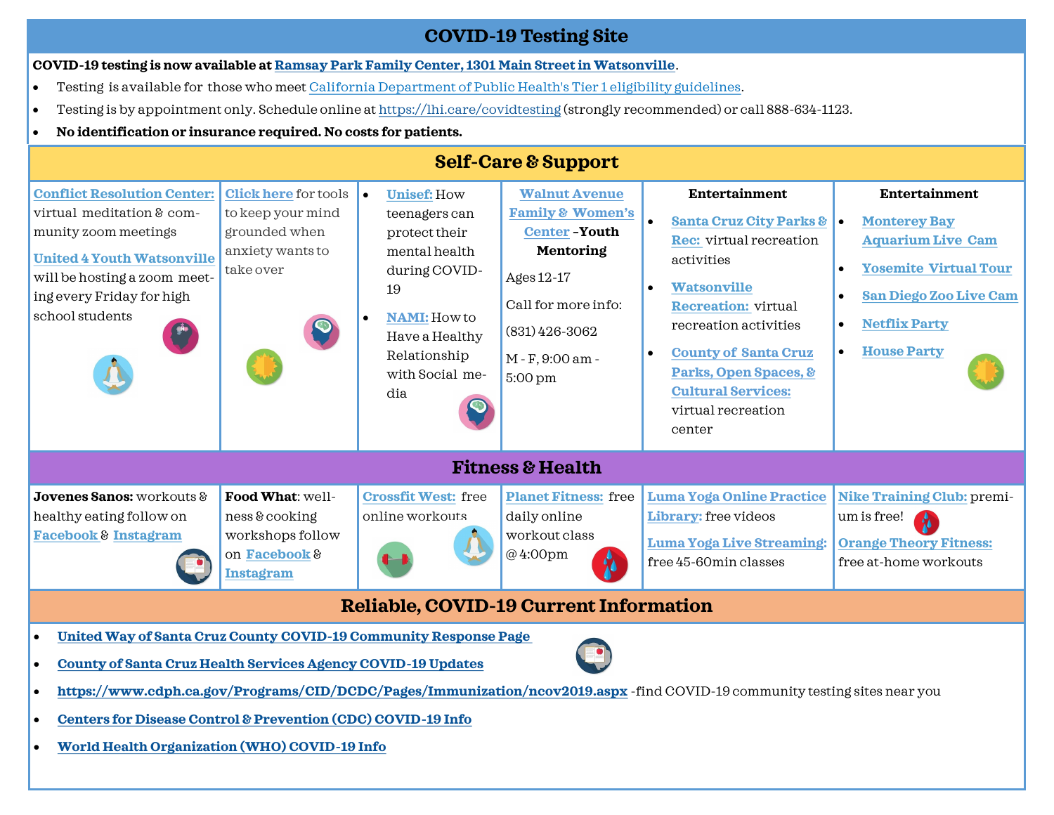## COVID-19 Testing Site

**COVID-19 testing is now available at Ramsay Park Family Center, 1301 Main Street in Watsonville.**

- Testing is available for those who meet California Department of Public Health's Tier 1 eligibility guidelines.
- Testing is by appointment only. Schedule online at https://lhi.care/covidtesting (strongly recommended) or call 888-634-1123.
- **No identification or insurance required. No costs for patients.**

## Self-Care & Support

**Conflict Resolution Center:** virtual meditation & community zoom meetings

**United 4 Youth Watsonville** will be hosting a zoom meeting every Friday for high school students

**Click here** for tools to keep your mind grounded when anxiety wants to take over

- **Unisef:** How teenagers can protect their mental health during COVID-19
- **NAMI:** How to Have a Healthy Relationship with Social media

**Walnut Avenue Family & Women's Center -Youth Mentoring**

Ages 12-17

Call for more info:

(831) 426-3062

M - F, 9:00 am - 5:00 pm

**Entertainment**

- **Santa Cruz City Parks & Rec:** virtual recreation activities
- **Watsonville Recreation:** virtual recreation activities
- **County of Santa Cruz Parks, Open Spaces, & Cultural Services:** virtual recreation center

**Entertainment**

- **Monterey Bay Aquarium Live Cam**
- **Yosemite Virtual Tour**
- **San Diego Zoo Live Cam**
- **Netflix Party**
- **House Party**

## Fitness & Health

**Jovenes Sanos:** workouts & healthy eating follow on **Facebook** & **Instagram**

**Food What**: wellness & cooking workshops follow on **Facebook** & **Instagram**

**Crossfit West:** free online workouts

**Planet Fitness:** free daily online workout class @ 4:00pm

**Luma Yoga Online Practice Library:** free videos

**Luma Yoga Live Streaming:** free 45-60min classes

**Nike Training Club:** premium is free!

**Orange Theory Fitness:** free at-home workouts

## Reliable, COVID-19 Current Information

- **United Way of Santa Cruz County COVID-19 Community Response Page**
- **County of Santa Cruz Health Services Agency COVID-19 Updates**
- **https://www.cdph.ca.gov/Programs/CID/DCDC/Pages/Immunization/ncov2019.aspx** -find COVID-19 community testing sites near you
- **Centers for Disease Control & Prevention (CDC) COVID-19 Info**
- **World Health Organization (WHO) COVID-19 Info**